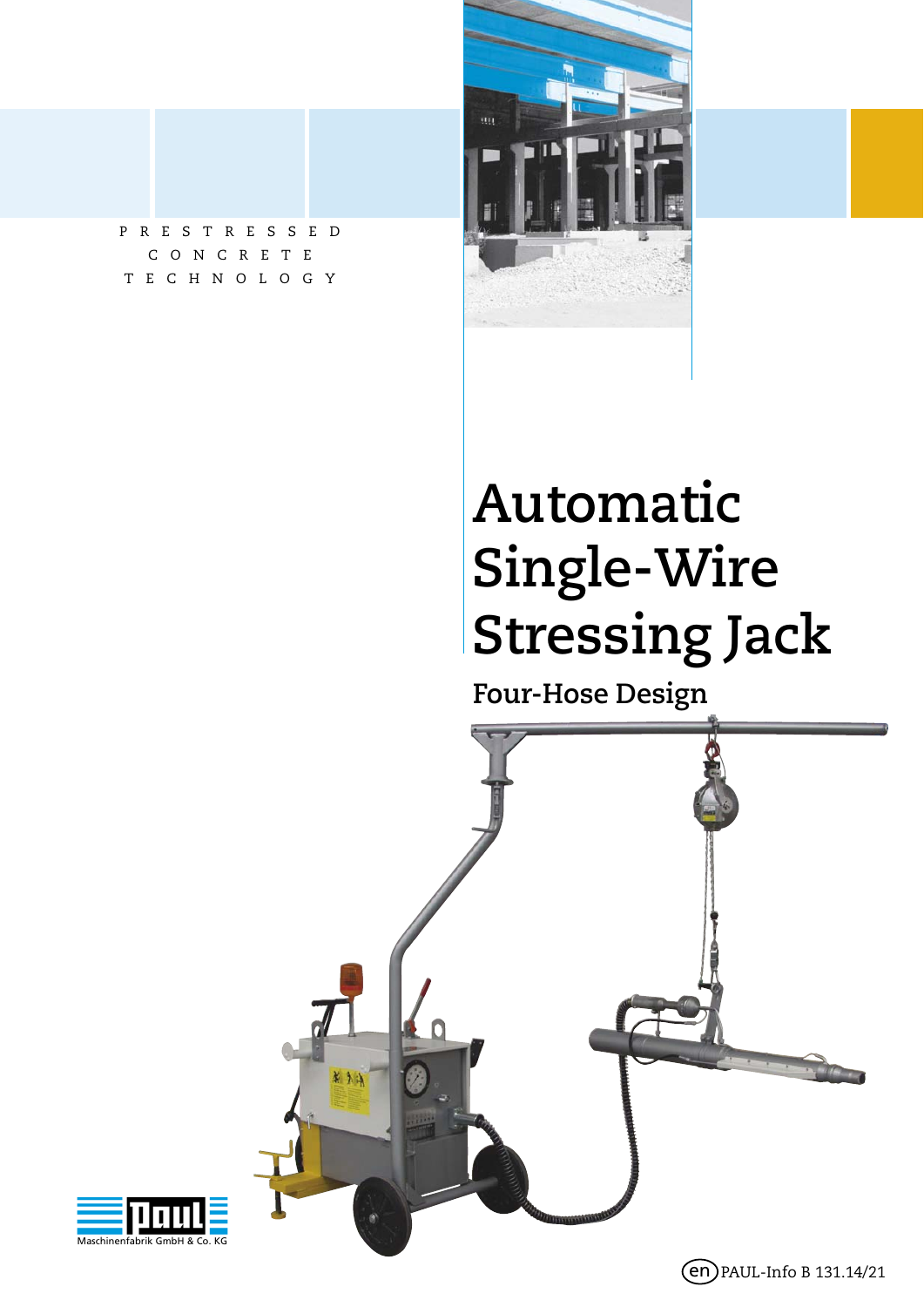PRESTRESSED
CONCRETE
TECHNOLOGY

# Automatic Single-Wire Stressing Jack

## Four-Hose Design

Maschinenfabrik GmbH & Co. KG

(en) PAUL-Info B 131.14/21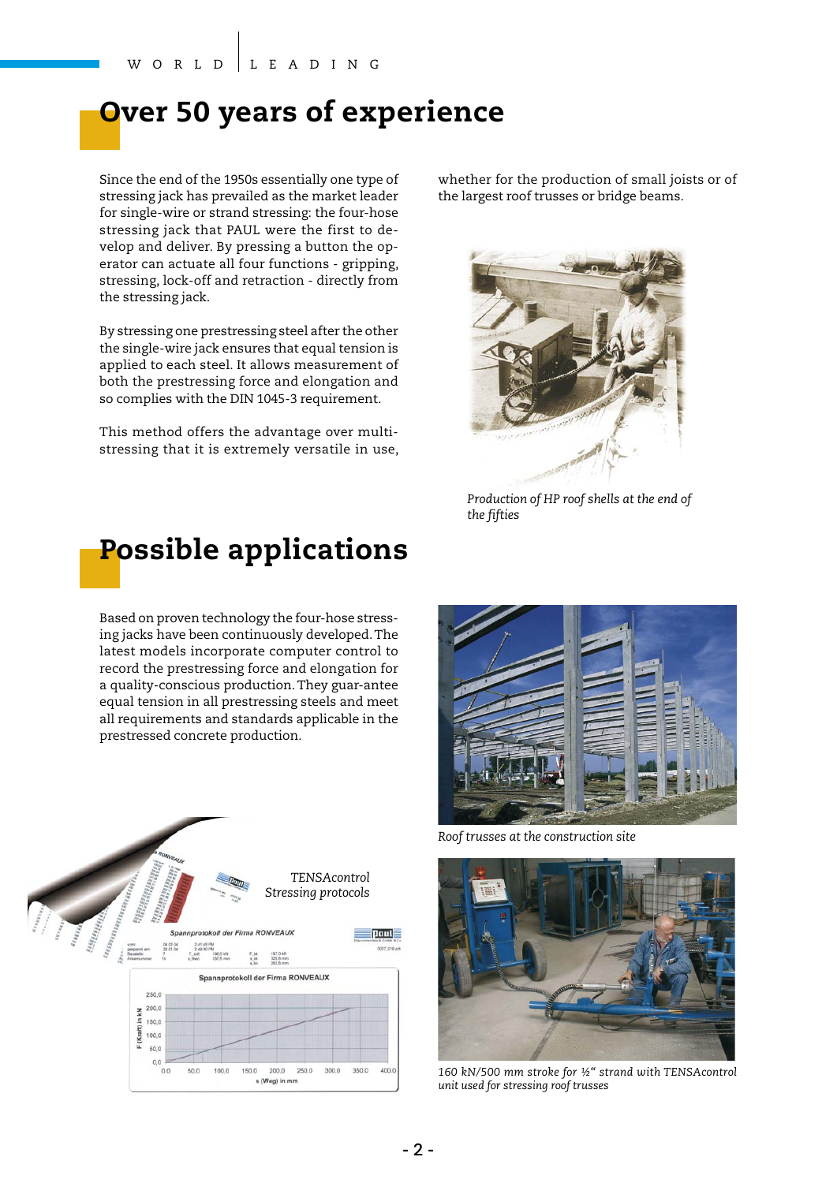# Over 50 years of experience

Since the end of the 1950s essentially one type of stressing jack has prevailed as the market leader for single-wire or strand stressing: the four-hose stressing jack that PAUL were the first to develop and deliver. By pressing a button the operator can actuate all four functions - gripping, stressing, lock-off and retraction - directly from the stressing jack.

By stressing one prestressing steel after the other the single-wire jack ensures that equal tension is applied to each steel. It allows measurement of both the prestressing force and elongation and so complies with the DIN 1045-3 requirement.

This method offers the advantage over multi-stressing that it is extremely versatile in use, whether for the production of small joists or of the largest roof trusses or bridge beams.

*Production of HP roof shells at the end of the fifties*

# Possible applications

Based on proven technology the four-hose stressing jacks have been continuously developed. The latest models incorporate computer control to record the prestressing force and elongation for a quality-conscious production. They guar-antee equal tension in all prestressing steels and meet all requirements and standards applicable in the prestressed concrete production.

*Roof trusses at the construction site*

*TENSAcontrol Stressing protocols*

*160 kN/500 mm stroke for ½" strand with TENSAcontrol unit used for stressing roof trusses*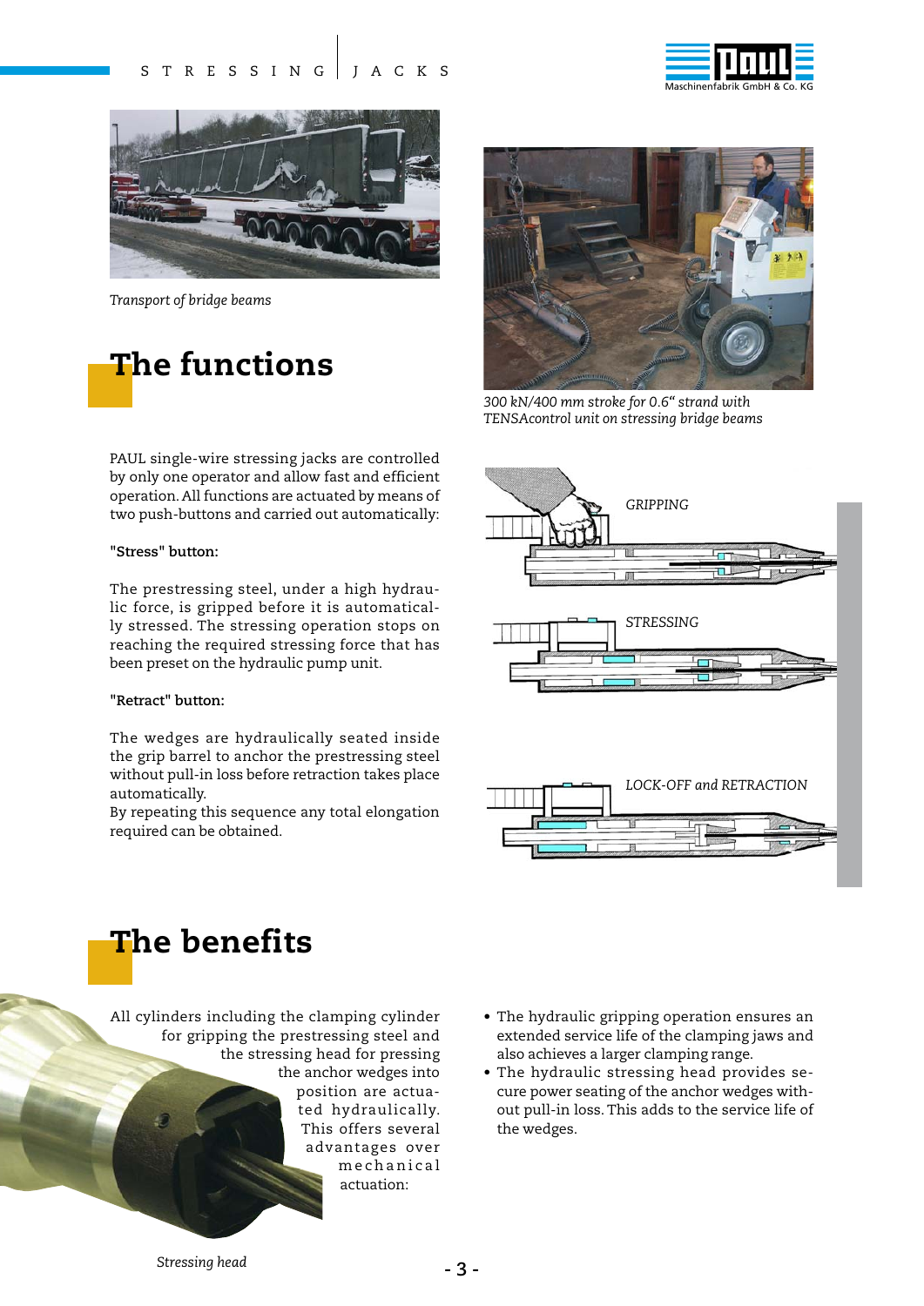Transport of bridge beams

## The functions

300 kN/400 mm stroke for 0.6" strand with TENSAcontrol unit on stressing bridge beams

PAUL single-wire stressing jacks are controlled by only one operator and allow fast and efficient operation. All functions are actuated by means of two push-buttons and carried out automatically:

**"Stress" button:**

The prestressing steel, under a high hydraulic force, is gripped before it is automatically stressed. The stressing operation stops on reaching the required stressing force that has been preset on the hydraulic pump unit.

**"Retract" button:**

The wedges are hydraulically seated inside the grip barrel to anchor the prestressing steel without pull-in loss before retraction takes place automatically.
By repeating this sequence any total elongation required can be obtained.

GRIPPING

STRESSING

LOCK-OFF and RETRACTION

## The benefits

All cylinders including the clamping cylinder for gripping the prestressing steel and the stressing head for pressing the anchor wedges into position are actuated hydraulically. This offers several advantages over mechanical actuation:

- The hydraulic gripping operation ensures an extended service life of the clamping jaws and also achieves a larger clamping range.
- The hydraulic stressing head provides secure power seating of the anchor wedges without pull-in loss. This adds to the service life of the wedges.

Stressing head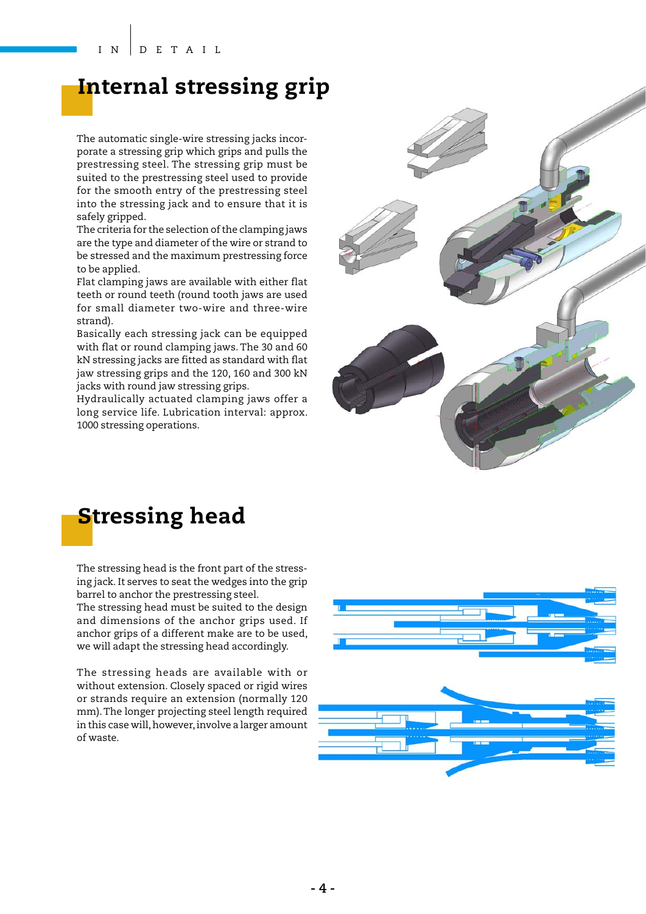# Internal stressing grip

The automatic single-wire stressing jacks incorporate a stressing grip which grips and pulls the prestressing steel. The stressing grip must be suited to the prestressing steel used to provide for the smooth entry of the prestressing steel into the stressing jack and to ensure that it is safely gripped.
The criteria for the selection of the clamping jaws are the type and diameter of the wire or strand to be stressed and the maximum prestressing force to be applied.
Flat clamping jaws are available with either flat teeth or round teeth (round tooth jaws are used for small diameter two-wire and three-wire strand).
Basically each stressing jack can be equipped with flat or round clamping jaws. The 30 and 60 kN stressing jacks are fitted as standard with flat jaw stressing grips and the 120, 160 and 300 kN jacks with round jaw stressing grips.
Hydraulically actuated clamping jaws offer a long service life. Lubrication interval: approx. 1000 stressing operations.

# Stressing head

The stressing head is the front part of the stressing jack. It serves to seat the wedges into the grip barrel to anchor the prestressing steel.
The stressing head must be suited to the design and dimensions of the anchor grips used. If anchor grips of a different make are to be used, we will adapt the stressing head accordingly.

The stressing heads are available with or without extension. Closely spaced or rigid wires or strands require an extension (normally 120 mm). The longer projecting steel length required in this case will, however, involve a larger amount of waste.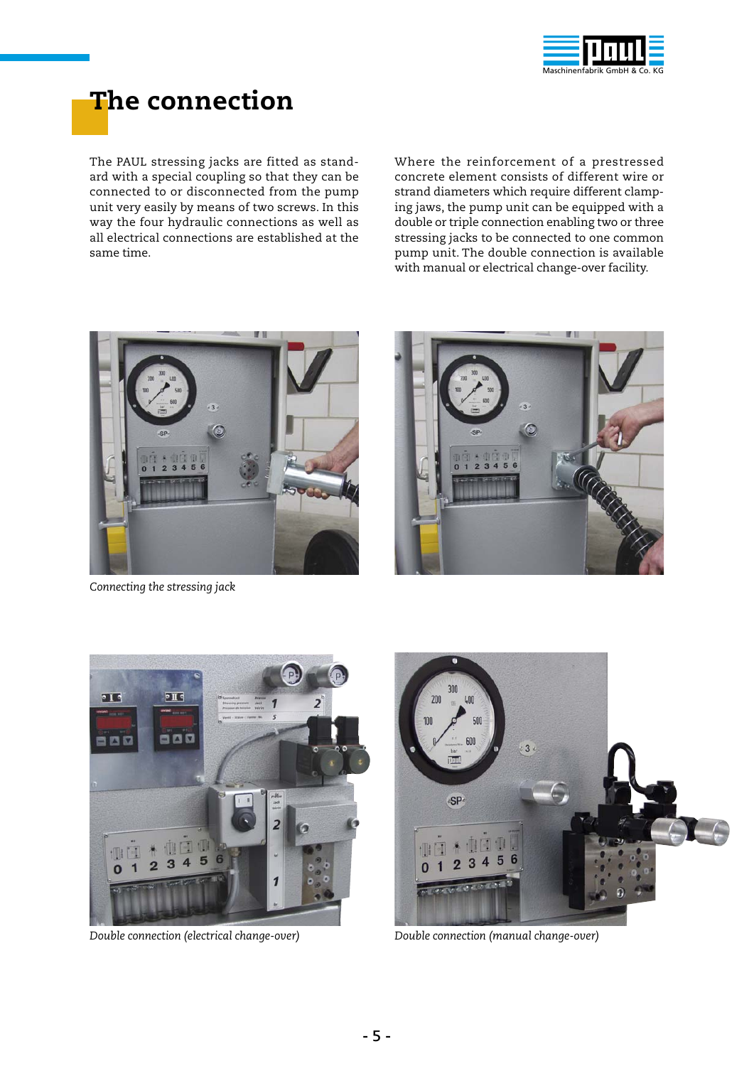# The connection

The PAUL stressing jacks are fitted as standard with a special coupling so that they can be connected to or disconnected from the pump unit very easily by means of two screws. In this way the four hydraulic connections as well as all electrical connections are established at the same time.

Where the reinforcement of a prestressed concrete element consists of different wire or strand diameters which require different clamping jaws, the pump unit can be equipped with a double or triple connection enabling two or three stressing jacks to be connected to one common pump unit. The double connection is available with manual or electrical change-over facility.

*Connecting the stressing jack*

*Double connection (electrical change-over)*

*Double connection (manual change-over)*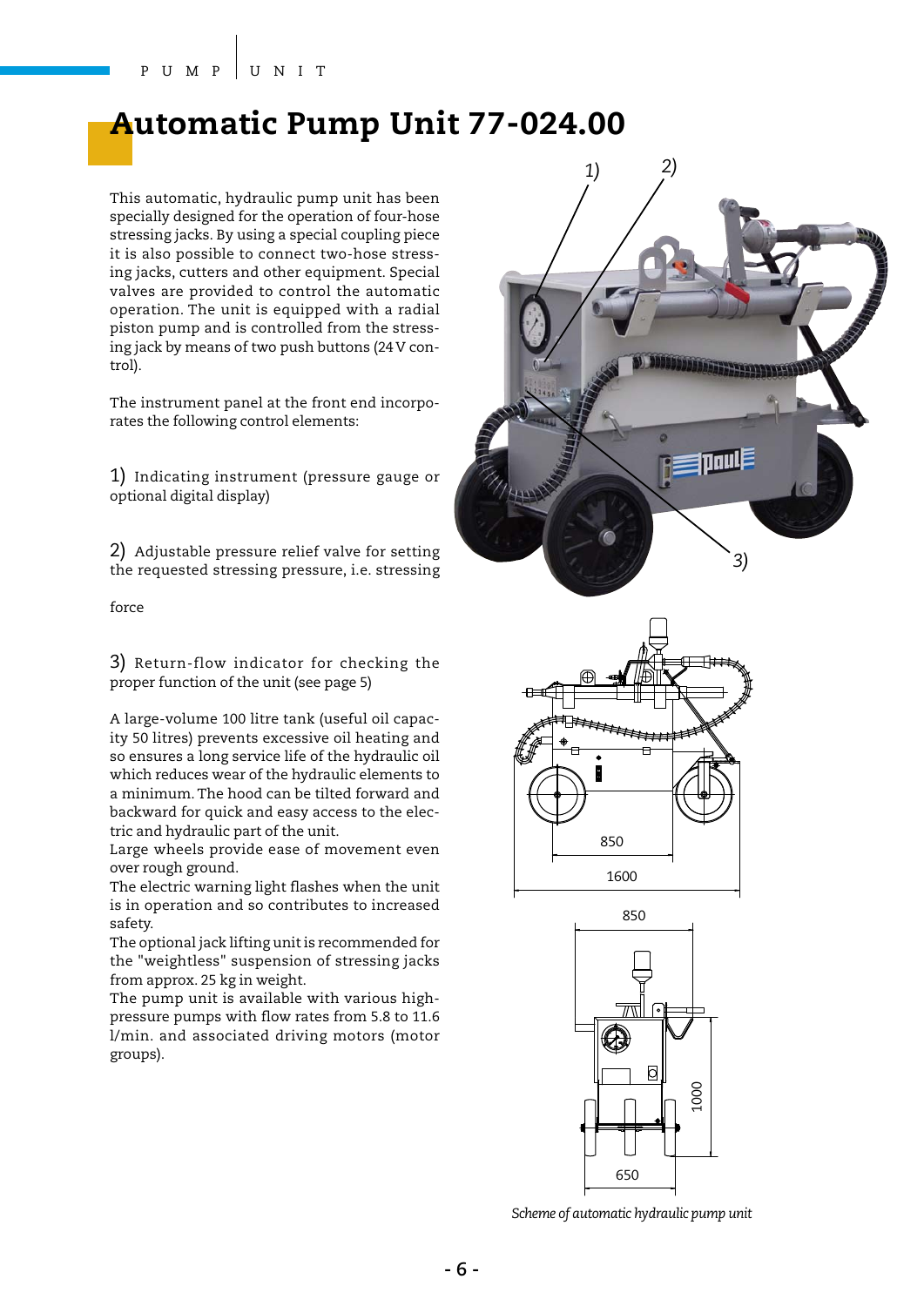# Automatic Pump Unit 77-024.00

This automatic, hydraulic pump unit has been specially designed for the operation of four-hose stressing jacks. By using a special coupling piece it is also possible to connect two-hose stressing jacks, cutters and other equipment. Special valves are provided to control the automatic operation. The unit is equipped with a radial piston pump and is controlled from the stressing jack by means of two push buttons (24 V control).

The instrument panel at the front end incorporates the following control elements:

1) Indicating instrument (pressure gauge or optional digital display)

2) Adjustable pressure relief valve for setting the requested stressing pressure, i.e. stressing force

3) Return-flow indicator for checking the proper function of the unit (see page 5)

A large-volume 100 litre tank (useful oil capacity 50 litres) prevents excessive oil heating and so ensures a long service life of the hydraulic oil which reduces wear of the hydraulic elements to a minimum. The hood can be tilted forward and backward for quick and easy access to the electric and hydraulic part of the unit.
Large wheels provide ease of movement even over rough ground.
The electric warning light flashes when the unit is in operation and so contributes to increased safety.
The optional jack lifting unit is recommended for the "weightless" suspension of stressing jacks from approx. 25 kg in weight.
The pump unit is available with various high-pressure pumps with flow rates from 5.8 to 11.6 l/min. and associated driving motors (motor groups).

1) 2) 3)

850
1600
850
1000
650

*Scheme of automatic hydraulic pump unit*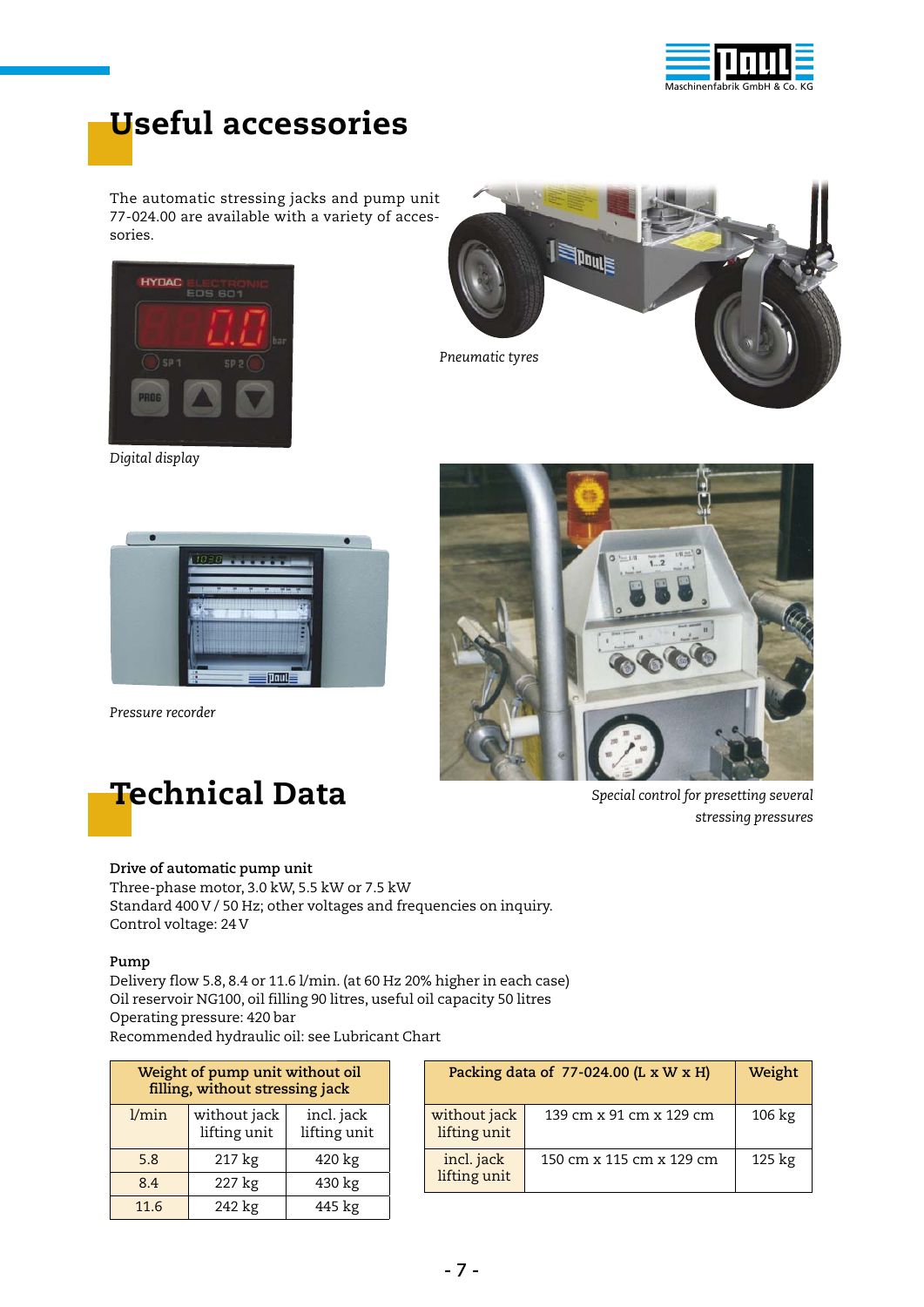# Useful accessories

The automatic stressing jacks and pump unit 77-024.00 are available with a variety of accessories.

*Pneumatic tyres*

*Digital display*

*Pressure recorder*

*Special control for presetting several stressing pressures*

# Technical Data

**Drive of automatic pump unit**
Three-phase motor, 3.0 kW, 5.5 kW or 7.5 kW
Standard 400 V / 50 Hz; other voltages and frequencies on inquiry.
Control voltage: 24 V

**Pump**
Delivery flow 5.8, 8.4 or 11.6 l/min. (at 60 Hz 20% higher in each case)
Oil reservoir NG100, oil filling 90 litres, useful oil capacity 50 litres
Operating pressure: 420 bar
Recommended hydraulic oil: see Lubricant Chart

| Weight of pump unit without oil filling, without stressing jack | | |
|---|---|---|
| l/min | without jack lifting unit | incl. jack lifting unit |
| 5.8 | 217 kg | 420 kg |
| 8.4 | 227 kg | 430 kg |
| 11.6 | 242 kg | 445 kg |

| Packing data of 77-024.00 (L x W x H) | | Weight |
|---|---|---|
| without jack lifting unit | 139 cm x 91 cm x 129 cm | 106 kg |
| incl. jack lifting unit | 150 cm x 115 cm x 129 cm | 125 kg |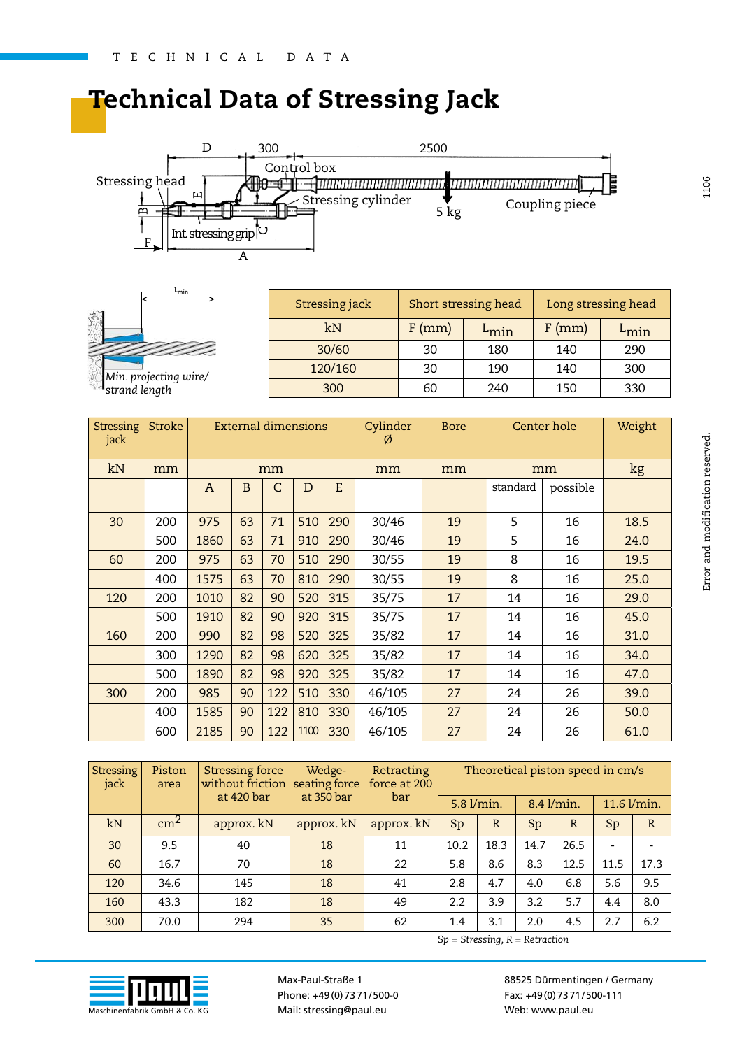# Technical Data of Stressing Jack

D
300
2500
Control box
Stressing head
E
B
Stressing cylinder
5 kg
Coupling piece
C
Int.stressing grip
F
A

$L_{min}$

Min. projecting wire/ strand length

| Stressing jack | Short stressing head | | Long stressing head | |
|---|---|---|---|---|
| kN | F (mm) | $L_{min}$ | F (mm) | $L_{min}$ |
| 30/60 | 30 | 180 | 140 | 290 |
| 120/160 | 30 | 190 | 140 | 300 |
| 300 | 60 | 240 | 150 | 330 |

| Stressing jack | Stroke | External dimensions | | | | | Cylinder Ø | Bore | Center hole | | Weight |
|---|---|---|---|---|---|---|---|---|---|---|---|
| kN | mm | mm | | | | | mm | mm | mm | | kg |
| | | A | B | C | D | E | | | standard | possible | |
| 30 | 200 | 975 | 63 | 71 | 510 | 290 | 30/46 | 19 | 5 | 16 | 18.5 |
| | 500 | 1860 | 63 | 71 | 910 | 290 | 30/46 | 19 | 5 | 16 | 24.0 |
| 60 | 200 | 975 | 63 | 70 | 510 | 290 | 30/55 | 19 | 8 | 16 | 19.5 |
| | 400 | 1575 | 63 | 70 | 810 | 290 | 30/55 | 19 | 8 | 16 | 25.0 |
| 120 | 200 | 1010 | 82 | 90 | 520 | 315 | 35/75 | 17 | 14 | 16 | 29.0 |
| | 500 | 1910 | 82 | 90 | 920 | 315 | 35/75 | 17 | 14 | 16 | 45.0 |
| 160 | 200 | 990 | 82 | 98 | 520 | 325 | 35/82 | 17 | 14 | 16 | 31.0 |
| | 300 | 1290 | 82 | 98 | 620 | 325 | 35/82 | 17 | 14 | 16 | 34.0 |
| | 500 | 1890 | 82 | 98 | 920 | 325 | 35/82 | 17 | 14 | 16 | 47.0 |
| 300 | 200 | 985 | 90 | 122 | 510 | 330 | 46/105 | 27 | 24 | 26 | 39.0 |
| | 400 | 1585 | 90 | 122 | 810 | 330 | 46/105 | 27 | 24 | 26 | 50.0 |
| | 600 | 2185 | 90 | 122 | 1100 | 330 | 46/105 | 27 | 24 | 26 | 61.0 |

| Stressing jack | Piston area | Stressing force without friction at 420 bar | Wedge-seating force at 350 bar | Retracting force at 200 bar | Theoretical piston speed in cm/s | | | | | |
|---|---|---|---|---|---|---|---|---|---|---|
| | | | | | 5.8 l/min. | | 8.4 l/min. | | 11.6 l/min. | |
| kN | $cm^2$ | approx. kN | approx. kN | approx. kN | Sp | R | Sp | R | Sp | R |
| 30 | 9.5 | 40 | 18 | 11 | 10.2 | 18.3 | 14.7 | 26.5 | - | - |
| 60 | 16.7 | 70 | 18 | 22 | 5.8 | 8.6 | 8.3 | 12.5 | 11.5 | 17.3 |
| 120 | 34.6 | 145 | 18 | 41 | 2.8 | 4.7 | 4.0 | 6.8 | 5.6 | 9.5 |
| 160 | 43.3 | 182 | 18 | 49 | 2.2 | 3.9 | 3.2 | 5.7 | 4.4 | 8.0 |
| 300 | 70.0 | 294 | 35 | 62 | 1.4 | 3.1 | 2.0 | 4.5 | 2.7 | 6.2 |

*Sp = Stressing, R = Retraction*

Error and modification reserved.

Paul Maschinenfabrik GmbH & Co. KG

Max-Paul-Straße 1
Phone: +49 (0) 73 71 / 500-0
Mail: stressing@paul.eu

88525 Dürmentingen / Germany
Fax: +49 (0) 73 71 / 500-111
Web: www.paul.eu